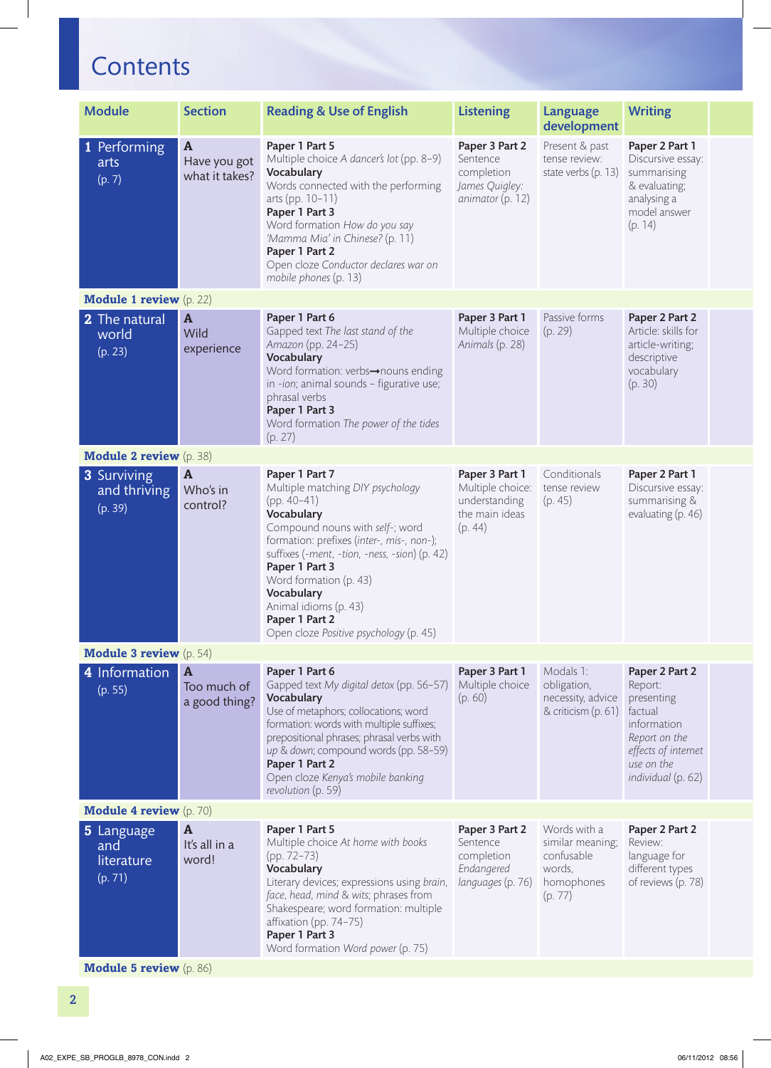# Contents

| Module | Section | Reading & Use of English | Listening | Language development | Writing |
|---|---|---|---|---|---|
| **1** Performing arts (p. 7) | **A** Have you got what it takes? | **Paper 1 Part 5** Multiple choice *A dancer's lot* (pp. 8–9) **Vocabulary** Words connected with the performing arts (pp. 10–11) **Paper 1 Part 3** Word formation *How do you say 'Mamma Mia' in Chinese?* (p. 11) **Paper 1 Part 2** Open cloze *Conductor declares war on mobile phones* (p. 13) | **Paper 3 Part 2** Sentence completion *James Quigley: animator* (p. 12) | Present & past tense review: state verbs (p. 13) | **Paper 2 Part 1** Discursive essay: summarising & evaluating; analysing a model answer (p. 14) |
| **Module 1 review** (p. 22) | | | | | |
| **2** The natural world (p. 23) | **A** Wild experience | **Paper 1 Part 6** Gapped text *The last stand of the Amazon* (pp. 24–25) **Vocabulary** Word formation: verbs➞nouns ending in *-ion*; animal sounds – figurative use; phrasal verbs **Paper 1 Part 3** Word formation *The power of the tides* (p. 27) | **Paper 3 Part 1** Multiple choice *Animals* (p. 28) | Passive forms (p. 29) | **Paper 2 Part 2** Article: skills for article-writing; descriptive vocabulary (p. 30) |
| **Module 2 review** (p. 38) | | | | | |
| **3** Surviving and thriving (p. 39) | **A** Who's in control? | **Paper 1 Part 7** Multiple matching *DIY psychology* (pp. 40–41) **Vocabulary** Compound nouns with *self-*; word formation: prefixes (*inter-*, *mis-*, *non-*); suffixes (*-ment*, *-tion*, *-ness*, *-sion*) (p. 42) **Paper 1 Part 3** Word formation (p. 43) **Vocabulary** Animal idioms (p. 43) **Paper 1 Part 2** Open cloze *Positive psychology* (p. 45) | **Paper 3 Part 1** Multiple choice: understanding the main ideas (p. 44) | Conditionals tense review (p. 45) | **Paper 2 Part 1** Discursive essay: summarising & evaluating (p. 46) |
| **Module 3 review** (p. 54) | | | | | |
| **4** Information (p. 55) | **A** Too much of a good thing? | **Paper 1 Part 6** Gapped text *My digital detox* (pp. 56–57) **Vocabulary** Use of metaphors; collocations; word formation: words with multiple suffixes; prepositional phrases; phrasal verbs with *up* & *down*; compound words (pp. 58–59) **Paper 1 Part 2** Open cloze *Kenya's mobile banking revolution* (p. 59) | **Paper 3 Part 1** Multiple choice (p. 60) | Modals 1: obligation, necessity, advice & criticism (p. 61) | **Paper 2 Part 2** Report: presenting factual information *Report on the effects of internet use on the individual* (p. 62) |
| **Module 4 review** (p. 70) | | | | | |
| **5** Language and literature (p. 71) | **A** It's all in a word! | **Paper 1 Part 5** Multiple choice *At home with books* (pp. 72–73) **Vocabulary** Literary devices; expressions using *brain*, *face*, *head*, *mind* & *wits*; phrases from Shakespeare; word formation: multiple affixation (pp. 74–75) **Paper 1 Part 3** Word formation *Word power* (p. 75) | **Paper 3 Part 2** Sentence completion *Endangered languages* (p. 76) | Words with a similar meaning; confusable words, homophones (p. 77) | **Paper 2 Part 2** Review: language for different types of reviews (p. 78) |
| **Module 5 review** (p. 86) | | | | | |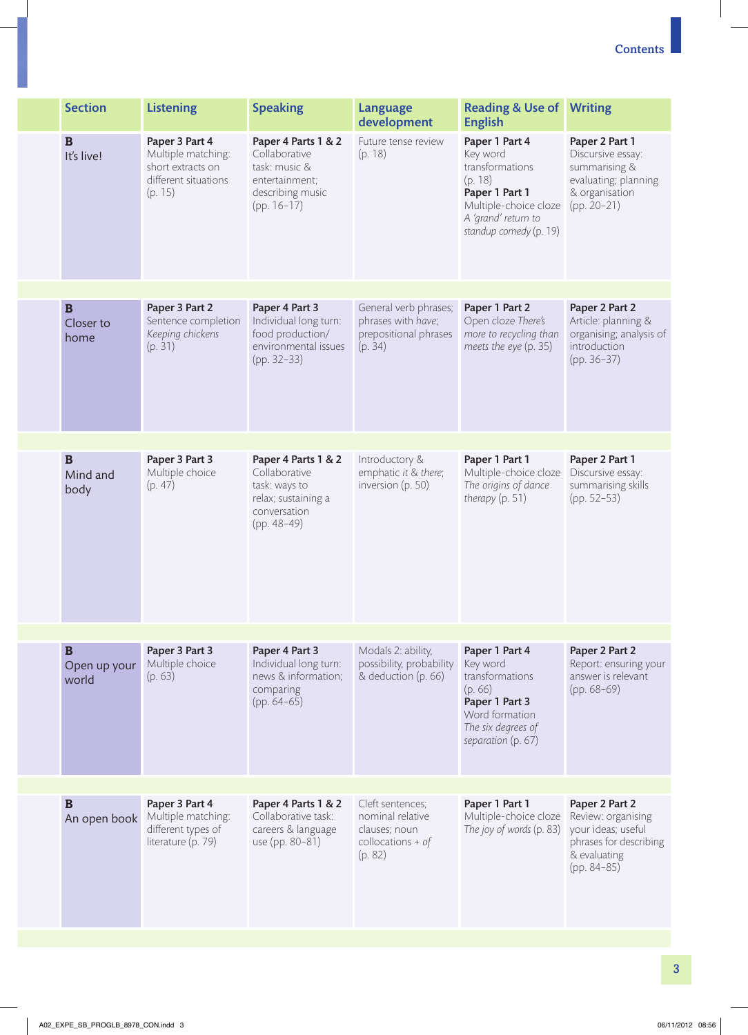| Section | Listening | Speaking | Language development | Reading & Use of English | Writing |
|---|---|---|---|---|---|
| **B** It's live! | **Paper 3 Part 4** Multiple matching: short extracts on different situations (p. 15) | **Paper 4 Parts 1 & 2** Collaborative task: music & entertainment; describing music (pp. 16–17) | Future tense review (p. 18) | **Paper 1 Part 4** Key word transformations (p. 18) **Paper 1 Part 1** Multiple-choice cloze *A 'grand' return to standup comedy* (p. 19) | **Paper 2 Part 1** Discursive essay: summarising & evaluating; planning & organisation (pp. 20–21) |
| **B** Closer to home | **Paper 3 Part 2** Sentence completion *Keeping chickens* (p. 31) | **Paper 4 Part 3** Individual long turn: food production/ environmental issues (pp. 32–33) | General verb phrases; phrases with *have*; prepositional phrases (p. 34) | **Paper 1 Part 2** Open cloze *There's more to recycling than meets the eye* (p. 35) | **Paper 2 Part 2** Article: planning & organising; analysis of introduction (pp. 36–37) |
| **B** Mind and body | **Paper 3 Part 3** Multiple choice (p. 47) | **Paper 4 Parts 1 & 2** Collaborative task: ways to relax; sustaining a conversation (pp. 48–49) | Introductory & emphatic *it* & *there*; inversion (p. 50) | **Paper 1 Part 1** Multiple-choice cloze *The origins of dance therapy* (p. 51) | **Paper 2 Part 1** Discursive essay: summarising skills (pp. 52–53) |
| **B** Open up your world | **Paper 3 Part 3** Multiple choice (p. 63) | **Paper 4 Part 3** Individual long turn: news & information; comparing (pp. 64–65) | Modals 2: ability, possibility, probability & deduction (p. 66) | **Paper 1 Part 4** Key word transformations (p. 66) **Paper 1 Part 3** Word formation *The six degrees of separation* (p. 67) | **Paper 2 Part 2** Report: ensuring your answer is relevant (pp. 68–69) |
| **B** An open book | **Paper 3 Part 4** Multiple matching: different types of literature (p. 79) | **Paper 4 Parts 1 & 2** Collaborative task: careers & language use (pp. 80–81) | Cleft sentences; nominal relative clauses; noun collocations + *of* (p. 82) | **Paper 1 Part 1** Multiple-choice cloze *The joy of words* (p. 83) | **Paper 2 Part 2** Review: organising your ideas; useful phrases for describing & evaluating (pp. 84–85) |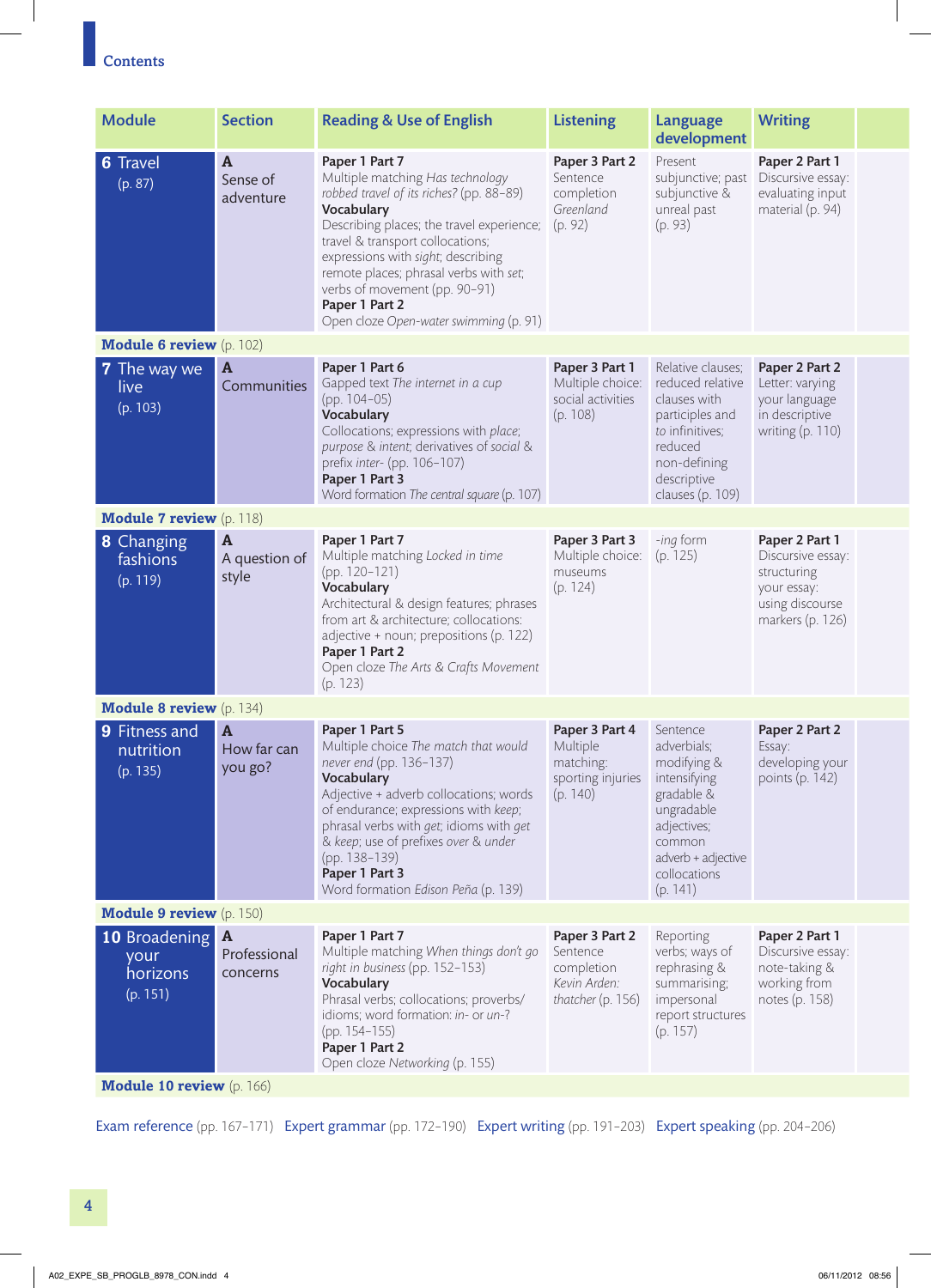# Contents

| Module | Section | Reading & Use of English | Listening | Language development | Writing |
|---|---|---|---|---|---|
| **6** Travel (p. 87) | **A** Sense of adventure | **Paper 1 Part 7** Multiple matching *Has technology robbed travel of its riches?* (pp. 88–89) **Vocabulary** Describing places; the travel experience; travel & transport collocations; expressions with *sight*; describing remote places; phrasal verbs with *set*; verbs of movement (pp. 90–91) **Paper 1 Part 2** Open cloze *Open-water swimming* (p. 91) | **Paper 3 Part 2** Sentence completion *Greenland* (p. 92) | Present subjunctive; past subjunctive & unreal past (p. 93) | **Paper 2 Part 1** Discursive essay: evaluating input material (p. 94) |
| **Module 6 review** (p. 102) | | | | | |
| **7** The way we live (p. 103) | **A** Communities | **Paper 1 Part 6** Gapped text *The internet in a cup* (pp. 104–05) **Vocabulary** Collocations; expressions with *place*; *purpose* & *intent*; derivatives of *social* & prefix *inter-* (pp. 106–107) **Paper 1 Part 3** Word formation *The central square* (p. 107) | **Paper 3 Part 1** Multiple choice: social activities (p. 108) | Relative clauses; reduced relative clauses with participles and *to* infinitives; reduced non-defining descriptive clauses (p. 109) | **Paper 2 Part 2** Letter: varying your language in descriptive writing (p. 110) |
| **Module 7 review** (p. 118) | | | | | |
| **8** Changing fashions (p. 119) | **A** A question of style | **Paper 1 Part 7** Multiple matching *Locked in time* (pp. 120–121) **Vocabulary** Architectural & design features; phrases from art & architecture; collocations: adjective + noun; prepositions (p. 122) **Paper 1 Part 2** Open cloze *The Arts & Crafts Movement* (p. 123) | **Paper 3 Part 3** Multiple choice: museums (p. 124) | *-ing* form (p. 125) | **Paper 2 Part 1** Discursive essay: structuring your essay: using discourse markers (p. 126) |
| **Module 8 review** (p. 134) | | | | | |
| **9** Fitness and nutrition (p. 135) | **A** How far can you go? | **Paper 1 Part 5** Multiple choice *The match that would never end* (pp. 136–137) **Vocabulary** Adjective + adverb collocations; words of endurance; expressions with *keep*; phrasal verbs with *get*; idioms with *get* & *keep*; use of prefixes *over* & *under* (pp. 138–139) **Paper 1 Part 3** Word formation *Edison Peña* (p. 139) | **Paper 3 Part 4** Multiple matching: sporting injuries (p. 140) | Sentence adverbials; modifying & intensifying gradable & ungradable adjectives; common adverb + adjective collocations (p. 141) | **Paper 2 Part 2** Essay: developing your points (p. 142) |
| **Module 9 review** (p. 150) | | | | | |
| **10** Broadening your horizons (p. 151) | **A** Professional concerns | **Paper 1 Part 7** Multiple matching *When things don't go right in business* (pp. 152–153) **Vocabulary** Phrasal verbs; collocations; proverbs/idioms; word formation: *in-* or *un-*? (pp. 154–155) **Paper 1 Part 2** Open cloze *Networking* (p. 155) | **Paper 3 Part 2** Sentence completion *Kevin Arden: thatcher* (p. 156) | Reporting verbs; ways of rephrasing & summarising; impersonal report structures (p. 157) | **Paper 2 Part 1** Discursive essay: note-taking & working from notes (p. 158) |
| **Module 10 review** (p. 166) | | | | | |

Exam reference (pp. 167–171) Expert grammar (pp. 172–190) Expert writing (pp. 191–203) Expert speaking (pp. 204–206)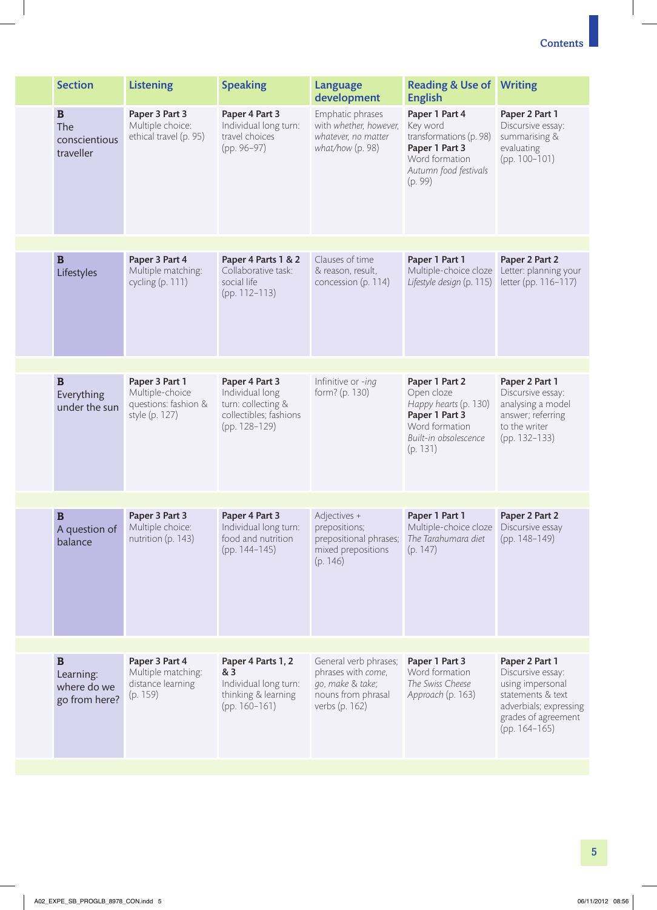| Section | Listening | Speaking | Language development | Reading & Use of English | Writing |
|---|---|---|---|---|---|
| **B** The conscientious traveller | **Paper 3 Part 3** Multiple choice: ethical travel (p. 95) | **Paper 4 Part 3** Individual long turn: travel choices (pp. 96–97) | Emphatic phrases with *whether, however, whatever, no matter what/how* (p. 98) | **Paper 1 Part 4** Key word transformations (p. 98) **Paper 1 Part 3** Word formation *Autumn food festivals* (p. 99) | **Paper 2 Part 1** Discursive essay: summarising & evaluating (pp. 100–101) |
| **B** Lifestyles | **Paper 3 Part 4** Multiple matching: cycling (p. 111) | **Paper 4 Parts 1 & 2** Collaborative task: social life (pp. 112–113) | Clauses of time & reason, result, concession (p. 114) | **Paper 1 Part 1** Multiple-choice cloze *Lifestyle design* (p. 115) | **Paper 2 Part 2** Letter: planning your letter (pp. 116–117) |
| **B** Everything under the sun | **Paper 3 Part 1** Multiple-choice questions: fashion & style (p. 127) | **Paper 4 Part 3** Individual long turn: collecting & collectibles; fashions (pp. 128–129) | Infinitive or *-ing* form? (p. 130) | **Paper 1 Part 2** Open cloze *Happy hearts* (p. 130) **Paper 1 Part 3** Word formation *Built-in obsolescence* (p. 131) | **Paper 2 Part 1** Discursive essay: analysing a model answer; referring to the writer (pp. 132–133) |
| **B** A question of balance | **Paper 3 Part 3** Multiple choice: nutrition (p. 143) | **Paper 4 Part 3** Individual long turn: food and nutrition (pp. 144–145) | Adjectives + prepositions; prepositional phrases; mixed prepositions (p. 146) | **Paper 1 Part 1** Multiple-choice cloze *The Tarahumara diet* (p. 147) | **Paper 2 Part 2** Discursive essay (pp. 148–149) |
| **B** Learning: where do we go from here? | **Paper 3 Part 4** Multiple matching: distance learning (p. 159) | **Paper 4 Parts 1, 2 & 3** Individual long turn: thinking & learning (pp. 160–161) | General verb phrases; phrases with *come, go, make & take*; nouns from phrasal verbs (p. 162) | **Paper 1 Part 3** Word formation *The Swiss Cheese Approach* (p. 163) | **Paper 2 Part 1** Discursive essay: using impersonal statements & text adverbials; expressing grades of agreement (pp. 164–165) |